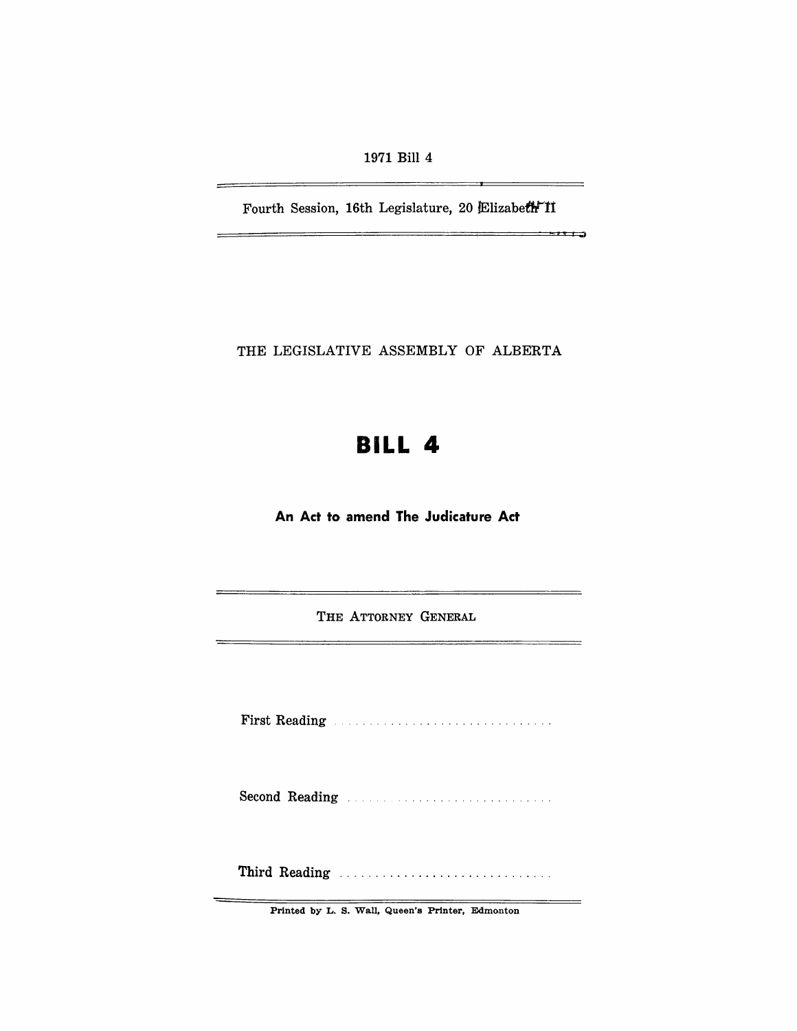1971 Bill 4

Fourth Session, 16th Legislature, 20 Elizabeth II

THE LEGISLATIVE ASSEMBLY OF ALBERTA

# BILL 4

## An Act to amend The Judicature Act

THE ATTORNEY GENERAL

First Reading ..............................

Second Reading ..............................

Third Reading ..............................

Printed by L. S. Wall, Queen's Printer, Edmonton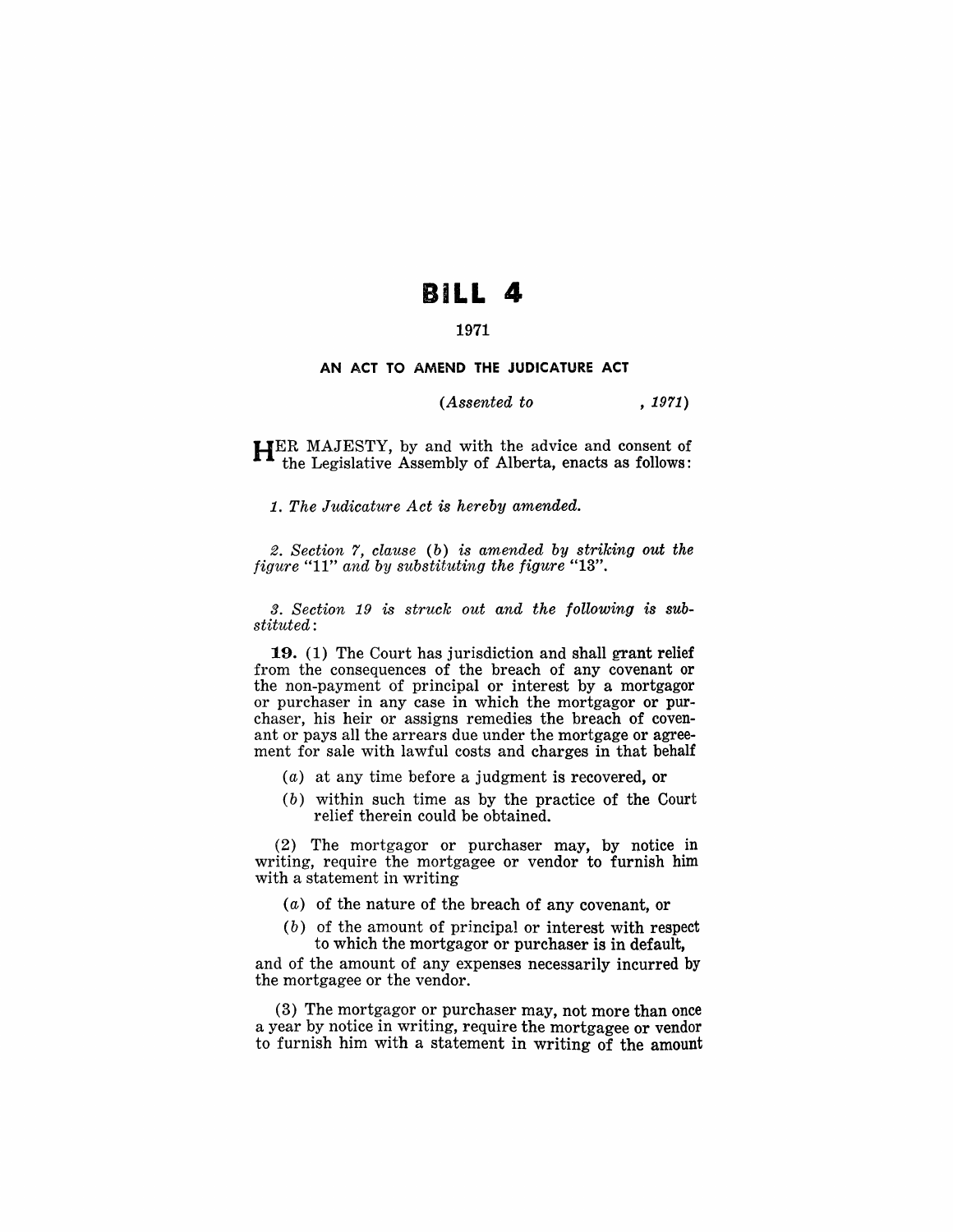# BILL 4

1971

**AN ACT TO AMEND THE JUDICATURE ACT**

*(Assented to , 1971)*

HER MAJESTY, by and with the advice and consent of the Legislative Assembly of Alberta, enacts as follows:

*1. The Judicature Act is hereby amended.*

*2. Section 7, clause (b) is amended by striking out the figure "11" and by substituting the figure "13".*

*3. Section 19 is struck out and the following is substituted:*

**19.** (1) The Court has jurisdiction and shall grant relief from the consequences of the breach of any covenant or the non-payment of principal or interest by a mortgagor or purchaser in any case in which the mortgagor or purchaser, his heir or assigns remedies the breach of covenant or pays all the arrears due under the mortgage or agreement for sale with lawful costs and charges in that behalf

- (*a*) at any time before a judgment is recovered, or
- (*b*) within such time as by the practice of the Court relief therein could be obtained.

(2) The mortgagor or purchaser may, by notice in writing, require the mortgagee or vendor to furnish him with a statement in writing

- (*a*) of the nature of the breach of any covenant, or
- (*b*) of the amount of principal or interest with respect to which the mortgagor or purchaser is in default,

and of the amount of any expenses necessarily incurred by the mortgagee or the vendor.

(3) The mortgagor or purchaser may, not more than once a year by notice in writing, require the mortgagee or vendor to furnish him with a statement in writing of the amount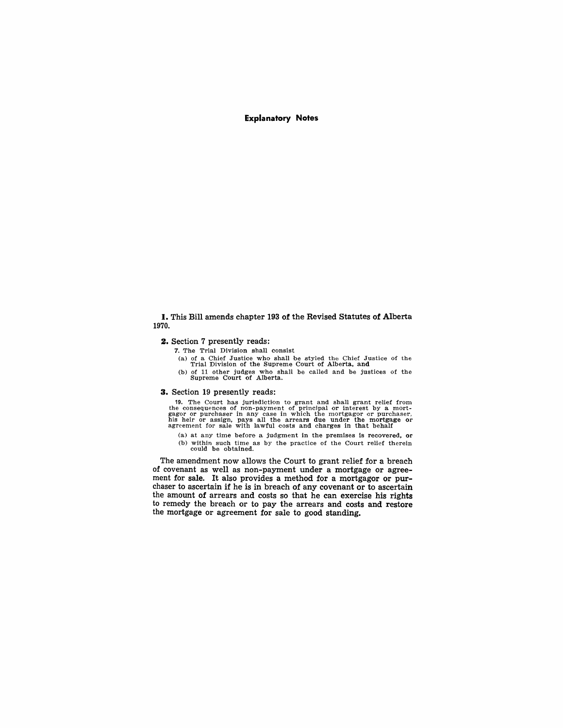# Explanatory Notes

**1.** This Bill amends chapter 193 of the Revised Statutes of Alberta 1970.

**2.** Section 7 presently reads:

> 7. The Trial Division shall consist
>
> (a) of a Chief Justice who shall be styled the Chief Justice of the Trial Division of the Supreme Court of Alberta, and
>
> (b) of 11 other judges who shall be called and be justices of the Supreme Court of Alberta.

**3.** Section 19 presently reads:

> 19. The Court has jurisdiction to grant and shall grant relief from the consequences of non-payment of principal or interest by a mortgagor or purchaser in any case in which the mortgagor or purchaser, his heir or assign, pays all the arrears due under the mortgage or agreement for sale with lawful costs and charges in that behalf
>
> (a) at any time before a judgment in the premises is recovered, or
>
> (b) within such time as by the practice of the Court relief therein could be obtained.

The amendment now allows the Court to grant relief for a breach of covenant as well as non-payment under a mortgage or agreement for sale. It also provides a method for a mortgagor or purchaser to ascertain if he is in breach of any covenant or to ascertain the amount of arrears and costs so that he can exercise his rights to remedy the breach or to pay the arrears and costs and restore the mortgage or agreement for sale to good standing.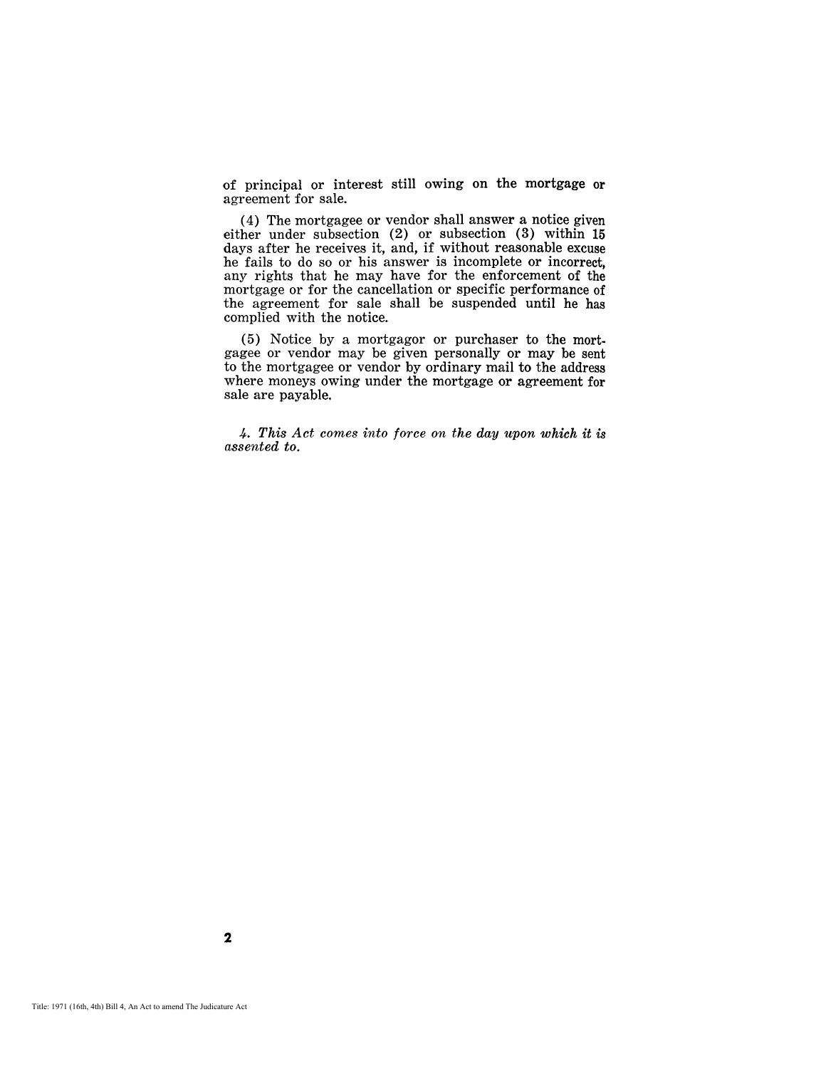of principal or interest still owing on the mortgage or agreement for sale.

(4) The mortgagee or vendor shall answer a notice given either under subsection (2) or subsection (3) within 15 days after he receives it, and, if without reasonable excuse he fails to do so or his answer is incomplete or incorrect, any rights that he may have for the enforcement of the mortgage or for the cancellation or specific performance of the agreement for sale shall be suspended until he has complied with the notice.

(5) Notice by a mortgagor or purchaser to the mortgagee or vendor may be given personally or may be sent to the mortgagee or vendor by ordinary mail to the address where moneys owing under the mortgage or agreement for sale are payable.

*4. This Act comes into force on the day upon which it is assented to.*